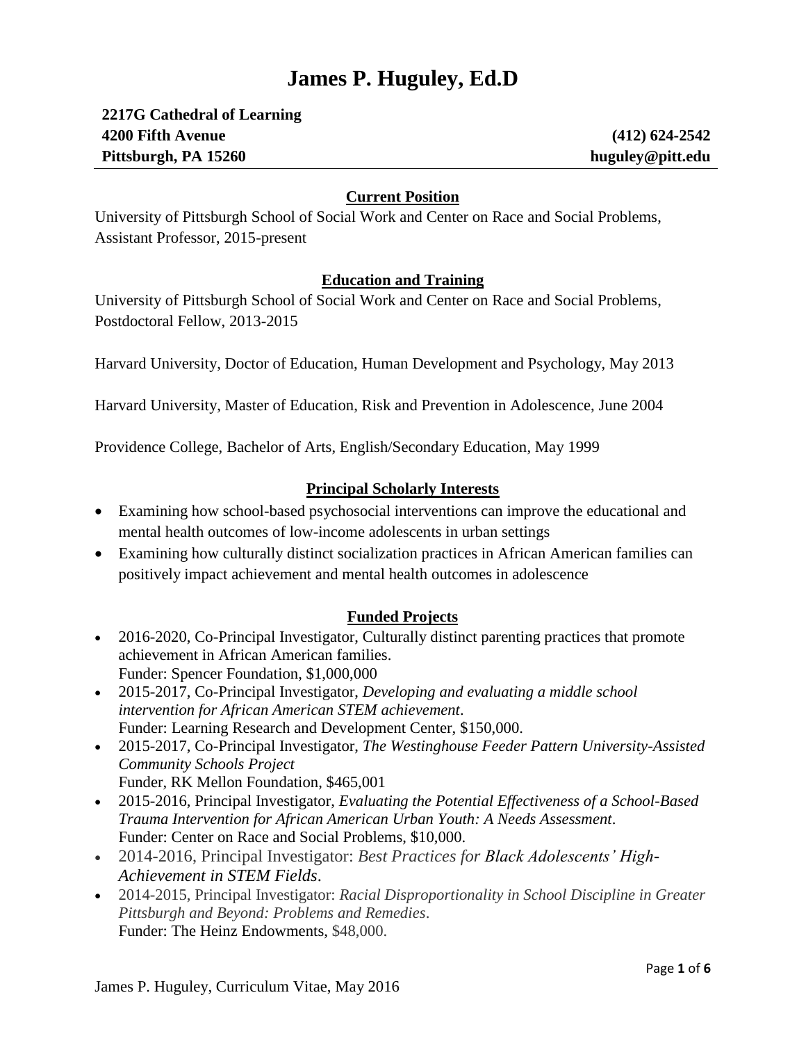# James P. Huguley, Ed.D

**2217G Cathedral of Learning**
**4200 Fifth Avenue** **(412) 624-2542**
**Pittsburgh, PA 15260** **huguley@pitt.edu**

## Current Position

University of Pittsburgh School of Social Work and Center on Race and Social Problems, Assistant Professor, 2015-present

## Education and Training

University of Pittsburgh School of Social Work and Center on Race and Social Problems, Postdoctoral Fellow, 2013-2015

Harvard University, Doctor of Education, Human Development and Psychology, May 2013

Harvard University, Master of Education, Risk and Prevention in Adolescence, June 2004

Providence College, Bachelor of Arts, English/Secondary Education, May 1999

## Principal Scholarly Interests

- Examining how school-based psychosocial interventions can improve the educational and mental health outcomes of low-income adolescents in urban settings
- Examining how culturally distinct socialization practices in African American families can positively impact achievement and mental health outcomes in adolescence

## Funded Projects

- 2016-2020, Co-Principal Investigator, Culturally distinct parenting practices that promote achievement in African American families.
  Funder: Spencer Foundation, $1,000,000
- 2015-2017, Co-Principal Investigator, *Developing and evaluating a middle school intervention for African American STEM achievement*.
  Funder: Learning Research and Development Center, $150,000.
- 2015-2017, Co-Principal Investigator, *The Westinghouse Feeder Pattern University-Assisted Community Schools Project*
  Funder, RK Mellon Foundation, $465,001
- 2015-2016, Principal Investigator, *Evaluating the Potential Effectiveness of a School-Based Trauma Intervention for African American Urban Youth: A Needs Assessment*.
  Funder: Center on Race and Social Problems, $10,000.
- 2014-2016, Principal Investigator: *Best Practices for Black Adolescents' High-Achievement in STEM Fields*.
- 2014-2015, Principal Investigator: *Racial Disproportionality in School Discipline in Greater Pittsburgh and Beyond: Problems and Remedies*.
  Funder: The Heinz Endowments, $48,000.

James P. Huguley, Curriculum Vitae, May 2016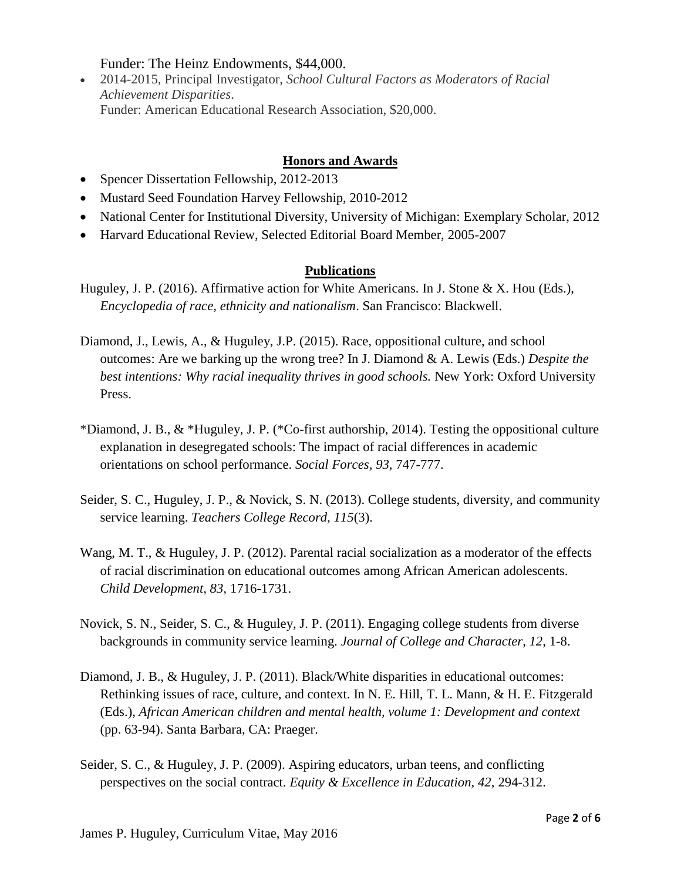Funder: The Heinz Endowments, $44,000.

- 2014-2015, Principal Investigator, *School Cultural Factors as Moderators of Racial Achievement Disparities*.
  Funder: American Educational Research Association, $20,000.

## Honors and Awards

- Spencer Dissertation Fellowship, 2012-2013
- Mustard Seed Foundation Harvey Fellowship, 2010-2012
- National Center for Institutional Diversity, University of Michigan: Exemplary Scholar, 2012
- Harvard Educational Review, Selected Editorial Board Member, 2005-2007

## Publications

Huguley, J. P. (2016). Affirmative action for White Americans. In J. Stone & X. Hou (Eds.), *Encyclopedia of race, ethnicity and nationalism*. San Francisco: Blackwell.

Diamond, J., Lewis, A., & Huguley, J.P. (2015). Race, oppositional culture, and school outcomes: Are we barking up the wrong tree? In J. Diamond & A. Lewis (Eds.) *Despite the best intentions: Why racial inequality thrives in good schools.* New York: Oxford University Press.

*Diamond, J. B., & *Huguley, J. P. (*Co-first authorship, 2014). Testing the oppositional culture explanation in desegregated schools: The impact of racial differences in academic orientations on school performance. *Social Forces, 93,* 747-777.

Seider, S. C., Huguley, J. P., & Novick, S. N. (2013). College students, diversity, and community service learning. *Teachers College Record, 115*(3).

Wang, M. T., & Huguley, J. P. (2012). Parental racial socialization as a moderator of the effects of racial discrimination on educational outcomes among African American adolescents. *Child Development, 83,* 1716-1731.

Novick, S. N., Seider, S. C., & Huguley, J. P. (2011). Engaging college students from diverse backgrounds in community service learning. *Journal of College and Character, 12,* 1-8.

Diamond, J. B., & Huguley, J. P. (2011). Black/White disparities in educational outcomes: Rethinking issues of race, culture, and context. In N. E. Hill, T. L. Mann, & H. E. Fitzgerald (Eds.), *African American children and mental health, volume 1: Development and context* (pp. 63-94). Santa Barbara, CA: Praeger.

Seider, S. C., & Huguley, J. P. (2009). Aspiring educators, urban teens, and conflicting perspectives on the social contract. *Equity & Excellence in Education, 42*, 294-312.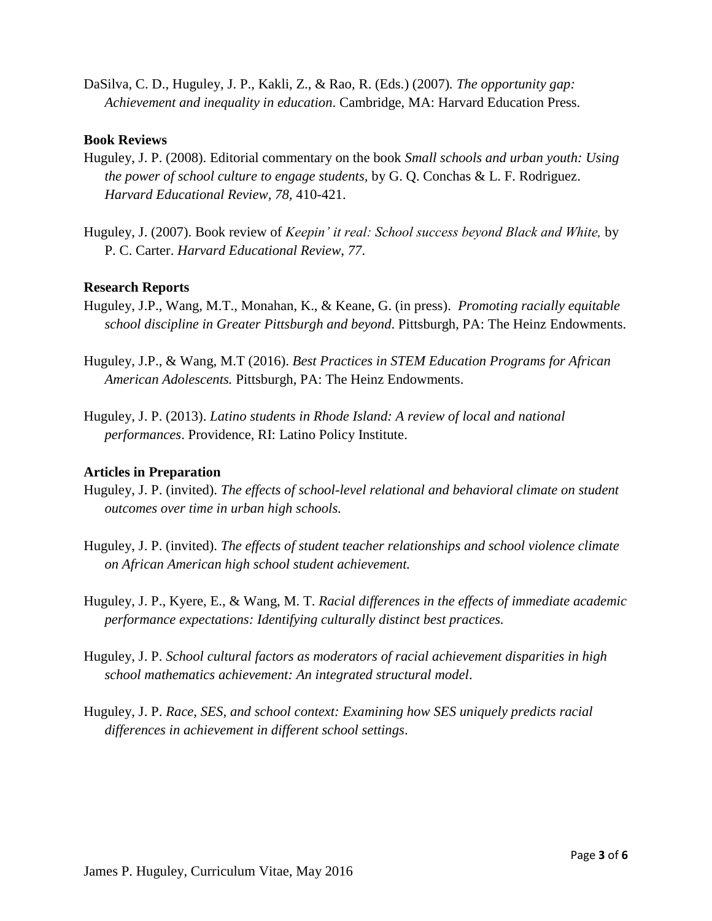DaSilva, C. D., Huguley, J. P., Kakli, Z., & Rao, R. (Eds.) (2007). *The opportunity gap: Achievement and inequality in education*. Cambridge, MA: Harvard Education Press.

**Book Reviews**

Huguley, J. P. (2008). Editorial commentary on the book *Small schools and urban youth: Using the power of school culture to engage students,* by G. Q. Conchas & L. F. Rodriguez. *Harvard Educational Review, 78,* 410-421.

Huguley, J. (2007). Book review of *Keepin' it real: School success beyond Black and White,* by P. C. Carter. *Harvard Educational Review, 77*.

**Research Reports**

Huguley, J.P., Wang, M.T., Monahan, K., & Keane, G. (in press). *Promoting racially equitable school discipline in Greater Pittsburgh and beyond*. Pittsburgh, PA: The Heinz Endowments.

Huguley, J.P., & Wang, M.T (2016). *Best Practices in STEM Education Programs for African American Adolescents.* Pittsburgh, PA: The Heinz Endowments.

Huguley, J. P. (2013). *Latino students in Rhode Island: A review of local and national performances*. Providence, RI: Latino Policy Institute.

**Articles in Preparation**

Huguley, J. P. (invited). *The effects of school-level relational and behavioral climate on student outcomes over time in urban high schools.*

Huguley, J. P. (invited). *The effects of student teacher relationships and school violence climate on African American high school student achievement.*

Huguley, J. P., Kyere, E., & Wang, M. T. *Racial differences in the effects of immediate academic performance expectations: Identifying culturally distinct best practices.*

Huguley, J. P. *School cultural factors as moderators of racial achievement disparities in high school mathematics achievement: An integrated structural model*.

Huguley, J. P. *Race, SES, and school context: Examining how SES uniquely predicts racial differences in achievement in different school settings*.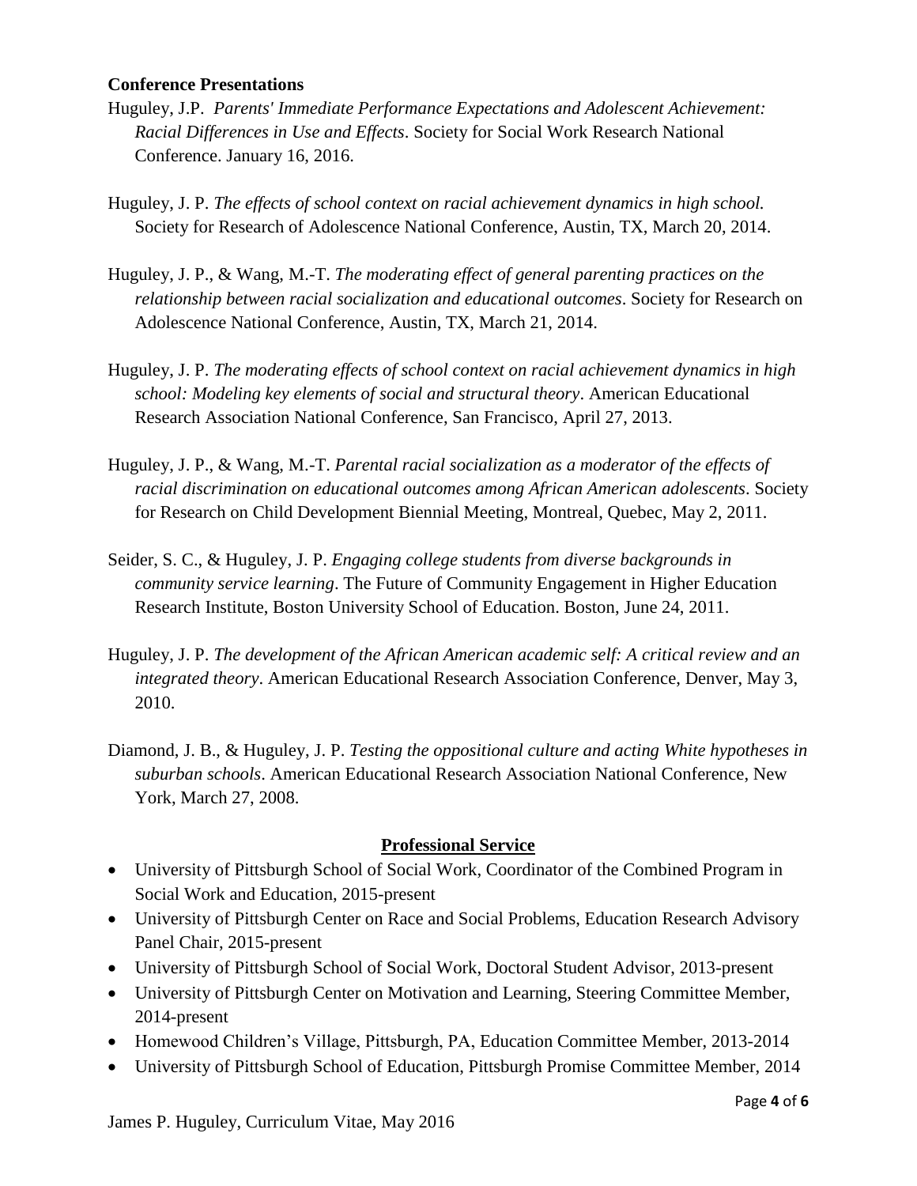**Conference Presentations**

Huguley, J.P. *Parents' Immediate Performance Expectations and Adolescent Achievement: Racial Differences in Use and Effects*. Society for Social Work Research National Conference. January 16, 2016.

Huguley, J. P. *The effects of school context on racial achievement dynamics in high school.* Society for Research of Adolescence National Conference, Austin, TX, March 20, 2014.

Huguley, J. P., & Wang, M.-T. *The moderating effect of general parenting practices on the relationship between racial socialization and educational outcomes*. Society for Research on Adolescence National Conference, Austin, TX, March 21, 2014.

Huguley, J. P. *The moderating effects of school context on racial achievement dynamics in high school: Modeling key elements of social and structural theory*. American Educational Research Association National Conference, San Francisco, April 27, 2013.

Huguley, J. P., & Wang, M.-T. *Parental racial socialization as a moderator of the effects of racial discrimination on educational outcomes among African American adolescents*. Society for Research on Child Development Biennial Meeting, Montreal, Quebec, May 2, 2011.

Seider, S. C., & Huguley, J. P. *Engaging college students from diverse backgrounds in community service learning*. The Future of Community Engagement in Higher Education Research Institute, Boston University School of Education. Boston, June 24, 2011.

Huguley, J. P. *The development of the African American academic self: A critical review and an integrated theory*. American Educational Research Association Conference, Denver, May 3, 2010.

Diamond, J. B., & Huguley, J. P. *Testing the oppositional culture and acting White hypotheses in suburban schools*. American Educational Research Association National Conference, New York, March 27, 2008.

## Professional Service

- University of Pittsburgh School of Social Work, Coordinator of the Combined Program in Social Work and Education, 2015-present
- University of Pittsburgh Center on Race and Social Problems, Education Research Advisory Panel Chair, 2015-present
- University of Pittsburgh School of Social Work, Doctoral Student Advisor, 2013-present
- University of Pittsburgh Center on Motivation and Learning, Steering Committee Member, 2014-present
- Homewood Children's Village, Pittsburgh, PA, Education Committee Member, 2013-2014
- University of Pittsburgh School of Education, Pittsburgh Promise Committee Member, 2014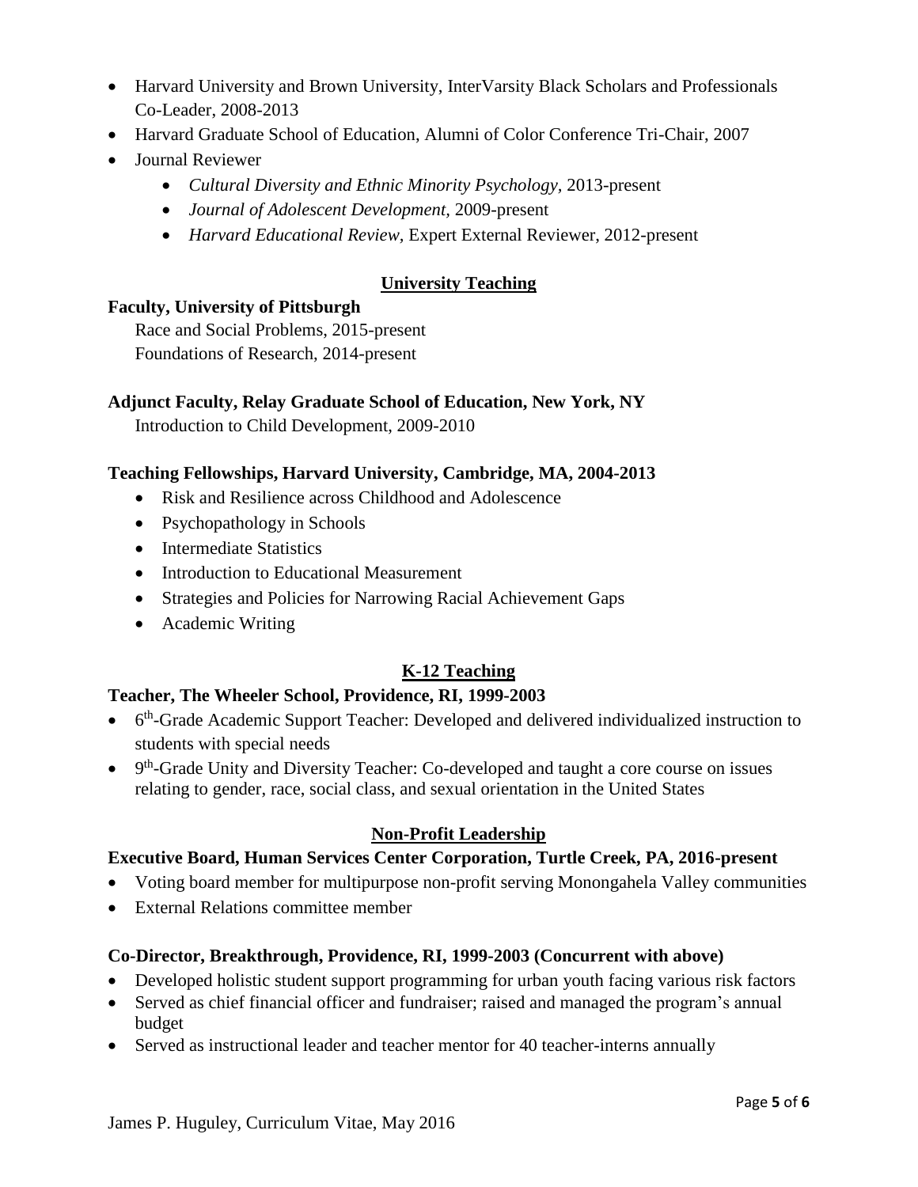- Harvard University and Brown University, InterVarsity Black Scholars and Professionals Co-Leader, 2008-2013
- Harvard Graduate School of Education, Alumni of Color Conference Tri-Chair, 2007
- Journal Reviewer
    - *Cultural Diversity and Ethnic Minority Psychology,* 2013-present
    - *Journal of Adolescent Development,* 2009-present
    - *Harvard Educational Review,* Expert External Reviewer, 2012-present

## University Teaching

**Faculty, University of Pittsburgh**

Race and Social Problems, 2015-present
Foundations of Research, 2014-present

**Adjunct Faculty, Relay Graduate School of Education, New York, NY**

Introduction to Child Development, 2009-2010

**Teaching Fellowships, Harvard University, Cambridge, MA, 2004-2013**

- Risk and Resilience across Childhood and Adolescence
- Psychopathology in Schools
- Intermediate Statistics
- Introduction to Educational Measurement
- Strategies and Policies for Narrowing Racial Achievement Gaps
- Academic Writing

## K-12 Teaching

**Teacher, The Wheeler School, Providence, RI, 1999-2003**

- 6th-Grade Academic Support Teacher: Developed and delivered individualized instruction to students with special needs
- 9th-Grade Unity and Diversity Teacher: Co-developed and taught a core course on issues relating to gender, race, social class, and sexual orientation in the United States

## Non-Profit Leadership

**Executive Board, Human Services Center Corporation, Turtle Creek, PA, 2016-present**

- Voting board member for multipurpose non-profit serving Monongahela Valley communities
- External Relations committee member

**Co-Director, Breakthrough, Providence, RI, 1999-2003 (Concurrent with above)**

- Developed holistic student support programming for urban youth facing various risk factors
- Served as chief financial officer and fundraiser; raised and managed the program's annual budget
- Served as instructional leader and teacher mentor for 40 teacher-interns annually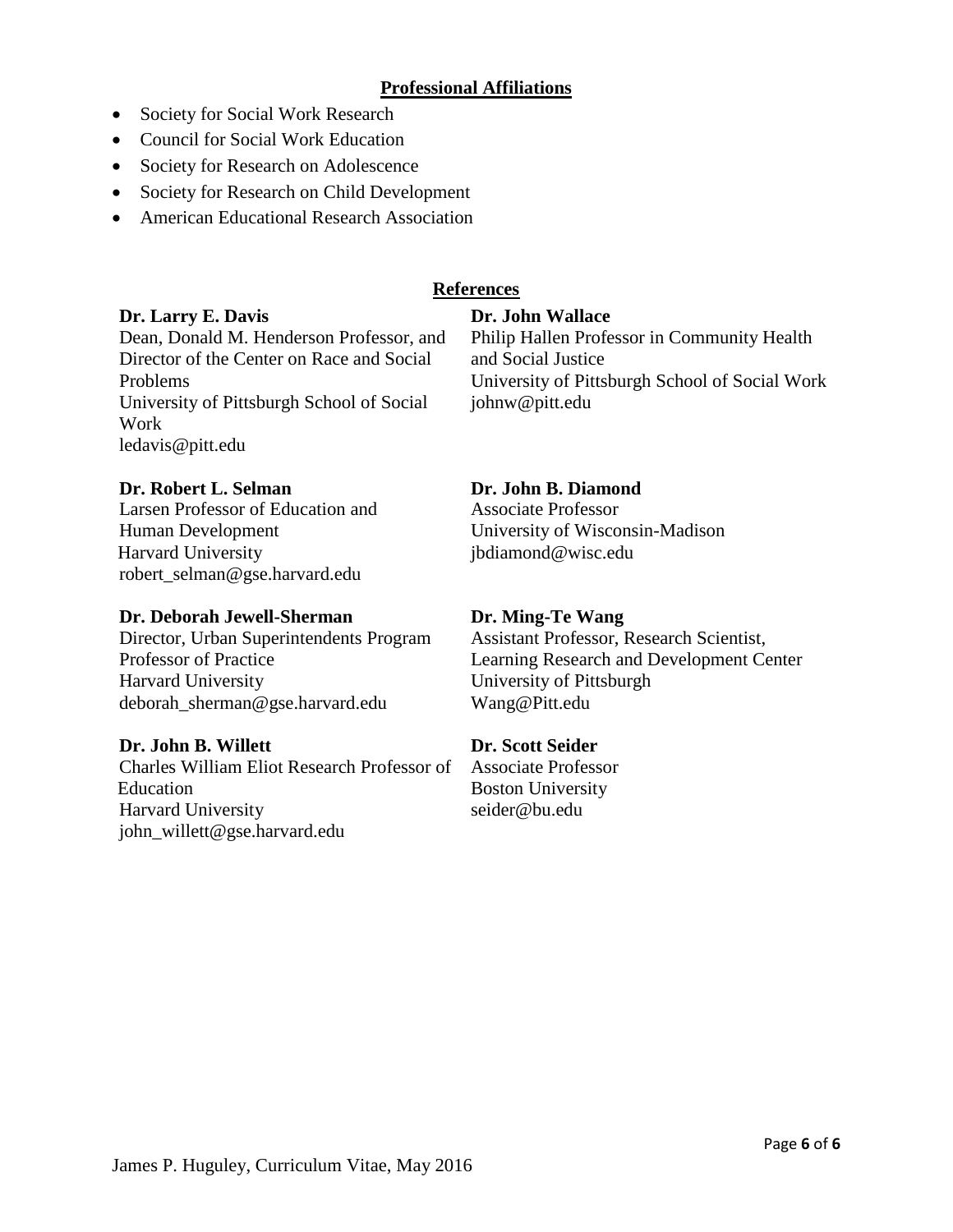## Professional Affiliations

- Society for Social Work Research
- Council for Social Work Education
- Society for Research on Adolescence
- Society for Research on Child Development
- American Educational Research Association

## References

**Dr. Larry E. Davis**
Dean, Donald M. Henderson Professor, and Director of the Center on Race and Social Problems
University of Pittsburgh School of Social Work
ledavis@pitt.edu

**Dr. John Wallace**
Philip Hallen Professor in Community Health and Social Justice
University of Pittsburgh School of Social Work
johnw@pitt.edu

**Dr. Robert L. Selman**
Larsen Professor of Education and Human Development
Harvard University
robert_selman@gse.harvard.edu

**Dr. John B. Diamond**
Associate Professor
University of Wisconsin-Madison
jbdiamond@wisc.edu

**Dr. Deborah Jewell-Sherman**
Director, Urban Superintendents Program
Professor of Practice
Harvard University
deborah_sherman@gse.harvard.edu

**Dr. Ming-Te Wang**
Assistant Professor, Research Scientist,
Learning Research and Development Center
University of Pittsburgh
Wang@Pitt.edu

**Dr. John B. Willett**
Charles William Eliot Research Professor of Education
Harvard University
john_willett@gse.harvard.edu

**Dr. Scott Seider**
Associate Professor
Boston University
seider@bu.edu

James P. Huguley, Curriculum Vitae, May 2016